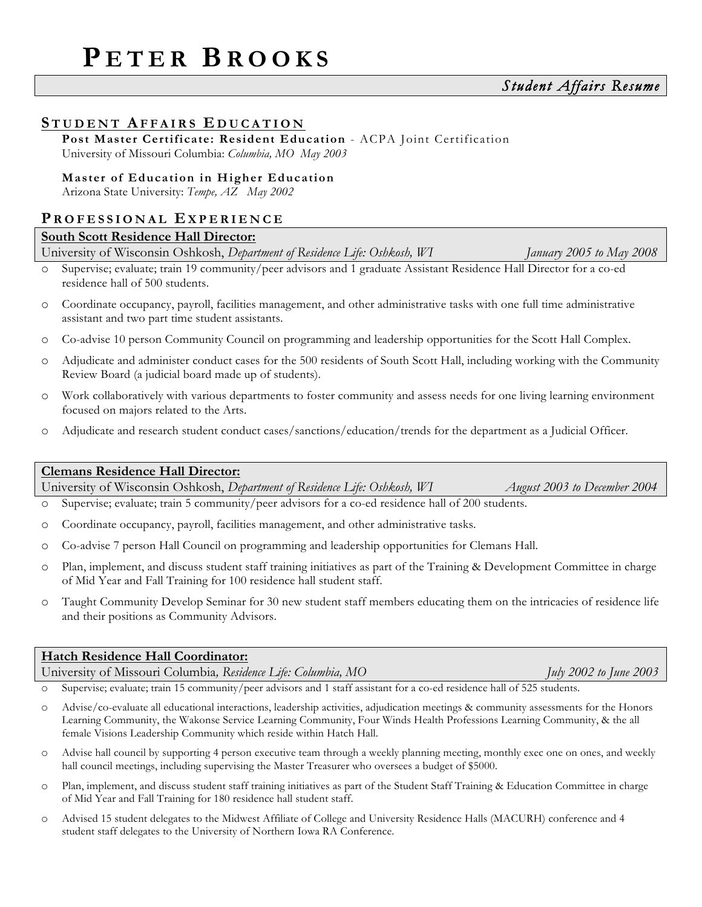# PETER BROOKS

*Student Affairs Resume*

## STUDENT AFFAIRS EDUCATION

**Post Master Certificate: Resident Education** - ACPA Joint Certification
University of Missouri Columbia: *Columbia, MO May 2003*

**Master of Education in Higher Education**
Arizona State University: *Tempe, AZ May 2002*

## PROFESSIONAL EXPERIENCE

### South Scott Residence Hall Director:

University of Wisconsin Oshkosh, *Department of Residence Life: Oshkosh, WI* *January 2005 to May 2008*

- Supervise; evaluate; train 19 community/peer advisors and 1 graduate Assistant Residence Hall Director for a co-ed residence hall of 500 students.
- Coordinate occupancy, payroll, facilities management, and other administrative tasks with one full time administrative assistant and two part time student assistants.
- Co-advise 10 person Community Council on programming and leadership opportunities for the Scott Hall Complex.
- Adjudicate and administer conduct cases for the 500 residents of South Scott Hall, including working with the Community Review Board (a judicial board made up of students).
- Work collaboratively with various departments to foster community and assess needs for one living learning environment focused on majors related to the Arts.
- Adjudicate and research student conduct cases/sanctions/education/trends for the department as a Judicial Officer.

### Clemans Residence Hall Director:

University of Wisconsin Oshkosh, *Department of Residence Life: Oshkosh, WI* *August 2003 to December 2004*

- Supervise; evaluate; train 5 community/peer advisors for a co-ed residence hall of 200 students.
- Coordinate occupancy, payroll, facilities management, and other administrative tasks.
- Co-advise 7 person Hall Council on programming and leadership opportunities for Clemans Hall.
- Plan, implement, and discuss student staff training initiatives as part of the Training & Development Committee in charge of Mid Year and Fall Training for 100 residence hall student staff.
- Taught Community Develop Seminar for 30 new student staff members educating them on the intricacies of residence life and their positions as Community Advisors.

### Hatch Residence Hall Coordinator:

University of Missouri Columbia, *Residence Life: Columbia, MO* *July 2002 to June 2003*

- Supervise; evaluate; train 15 community/peer advisors and 1 staff assistant for a co-ed residence hall of 525 students.
- Advise/co-evaluate all educational interactions, leadership activities, adjudication meetings & community assessments for the Honors Learning Community, the Wakonse Service Learning Community, Four Winds Health Professions Learning Community, & the all female Visions Leadership Community which reside within Hatch Hall.
- Advise hall council by supporting 4 person executive team through a weekly planning meeting, monthly exec one on ones, and weekly hall council meetings, including supervising the Master Treasurer who oversees a budget of $5000.
- Plan, implement, and discuss student staff training initiatives as part of the Student Staff Training & Education Committee in charge of Mid Year and Fall Training for 180 residence hall student staff.
- Advised 15 student delegates to the Midwest Affiliate of College and University Residence Halls (MACURH) conference and 4 student staff delegates to the University of Northern Iowa RA Conference.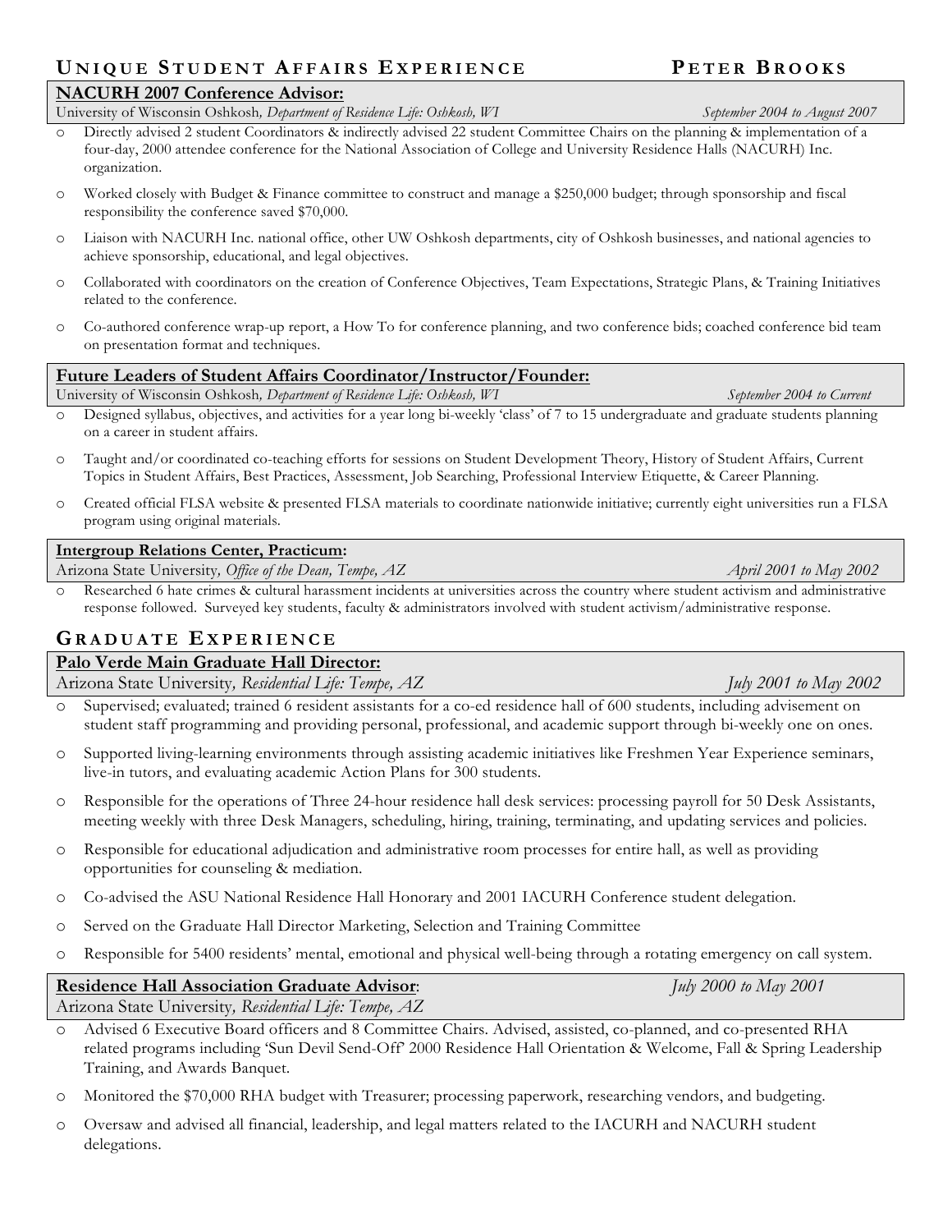## UNIQUE STUDENT AFFAIRS EXPERIENCE

### NACURH 2007 Conference Advisor:

University of Wisconsin Oshkosh*, Department of Residence Life: Oshkosh, WI* *September 2004 to August 2007*

- Directly advised 2 student Coordinators & indirectly advised 22 student Committee Chairs on the planning & implementation of a four-day, 2000 attendee conference for the National Association of College and University Residence Halls (NACURH) Inc. organization.
- Worked closely with Budget & Finance committee to construct and manage a $250,000 budget; through sponsorship and fiscal responsibility the conference saved $70,000.
- Liaison with NACURH Inc. national office, other UW Oshkosh departments, city of Oshkosh businesses, and national agencies to achieve sponsorship, educational, and legal objectives.
- Collaborated with coordinators on the creation of Conference Objectives, Team Expectations, Strategic Plans, & Training Initiatives related to the conference.
- Co-authored conference wrap-up report, a How To for conference planning, and two conference bids; coached conference bid team on presentation format and techniques.

### Future Leaders of Student Affairs Coordinator/Instructor/Founder:

University of Wisconsin Oshkosh*, Department of Residence Life: Oshkosh, WI* *September 2004 to Current*

- Designed syllabus, objectives, and activities for a year long bi-weekly 'class' of 7 to 15 undergraduate and graduate students planning on a career in student affairs.
- Taught and/or coordinated co-teaching efforts for sessions on Student Development Theory, History of Student Affairs, Current Topics in Student Affairs, Best Practices, Assessment, Job Searching, Professional Interview Etiquette, & Career Planning.
- Created official FLSA website & presented FLSA materials to coordinate nationwide initiative; currently eight universities run a FLSA program using original materials.

### Intergroup Relations Center, Practicum:

Arizona State University*, Office of the Dean, Tempe, AZ* *April 2001 to May 2002*

- Researched 6 hate crimes & cultural harassment incidents at universities across the country where student activism and administrative response followed. Surveyed key students, faculty & administrators involved with student activism/administrative response.

## GRADUATE EXPERIENCE

### Palo Verde Main Graduate Hall Director:

Arizona State University*, Residential Life: Tempe, AZ* *July 2001 to May 2002*

- Supervised; evaluated; trained 6 resident assistants for a co-ed residence hall of 600 students, including advisement on student staff programming and providing personal, professional, and academic support through bi-weekly one on ones.
- Supported living-learning environments through assisting academic initiatives like Freshmen Year Experience seminars, live-in tutors, and evaluating academic Action Plans for 300 students.
- Responsible for the operations of Three 24-hour residence hall desk services: processing payroll for 50 Desk Assistants, meeting weekly with three Desk Managers, scheduling, hiring, training, terminating, and updating services and policies.
- Responsible for educational adjudication and administrative room processes for entire hall, as well as providing opportunities for counseling & mediation.
- Co-advised the ASU National Residence Hall Honorary and 2001 IACURH Conference student delegation.
- Served on the Graduate Hall Director Marketing, Selection and Training Committee
- Responsible for 5400 residents' mental, emotional and physical well-being through a rotating emergency on call system.

### Residence Hall Association Graduate Advisor:

*July 2000 to May 2001*

Arizona State University*, Residential Life: Tempe, AZ*

- Advised 6 Executive Board officers and 8 Committee Chairs. Advised, assisted, co-planned, and co-presented RHA related programs including 'Sun Devil Send-Off' 2000 Residence Hall Orientation & Welcome, Fall & Spring Leadership Training, and Awards Banquet.
- Monitored the $70,000 RHA budget with Treasurer; processing paperwork, researching vendors, and budgeting.
- Oversaw and advised all financial, leadership, and legal matters related to the IACURH and NACURH student delegations.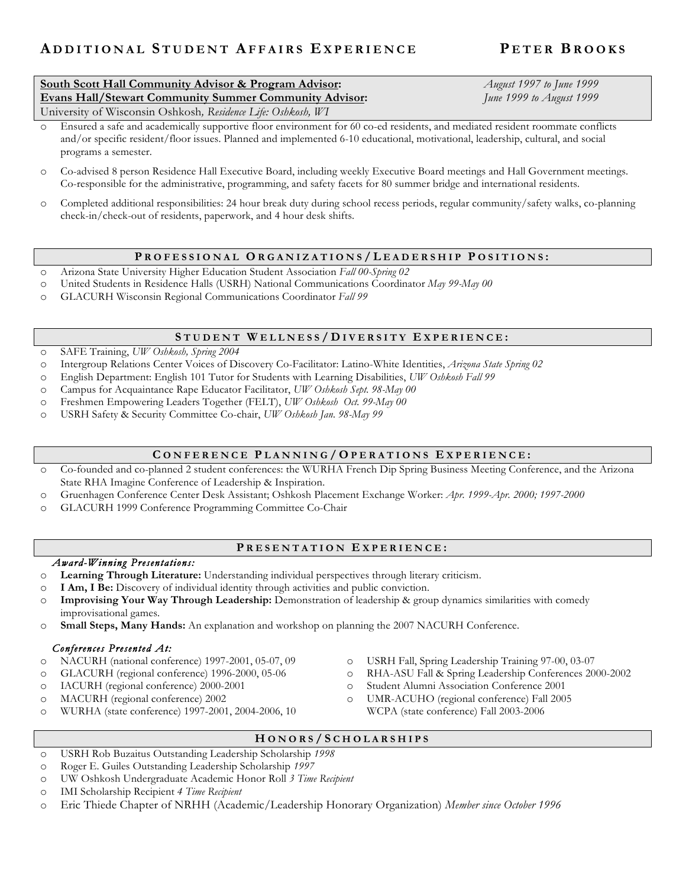# ADDITIONAL STUDENT AFFAIRS EXPERIENCE — PETER BROOKS

**South Scott Hall Community Advisor & Program Advisor:** *August 1997 to June 1999*
**Evans Hall/Stewart Community Summer Community Advisor:** *June 1999 to August 1999*
University of Wisconsin Oshkosh*, Residence Life: Oshkosh, WI*

- Ensured a safe and academically supportive floor environment for 60 co-ed residents, and mediated resident roommate conflicts and/or specific resident/floor issues. Planned and implemented 6-10 educational, motivational, leadership, cultural, and social programs a semester.
- Co-advised 8 person Residence Hall Executive Board, including weekly Executive Board meetings and Hall Government meetings. Co-responsible for the administrative, programming, and safety facets for 80 summer bridge and international residents.
- Completed additional responsibilities: 24 hour break duty during school recess periods, regular community/safety walks, co-planning check-in/check-out of residents, paperwork, and 4 hour desk shifts.

## PROFESSIONAL ORGANIZATIONS/LEADERSHIP POSITIONS:

- Arizona State University Higher Education Student Association *Fall 00-Spring 02*
- United Students in Residence Halls (USRH) National Communications Coordinator *May 99-May 00*
- GLACURH Wisconsin Regional Communications Coordinator *Fall 99*

## STUDENT WELLNESS/DIVERSITY EXPERIENCE:

- SAFE Training, *UW Oshkosh, Spring 2004*
- Intergroup Relations Center Voices of Discovery Co-Facilitator: Latino-White Identities, *Arizona State Spring 02*
- English Department: English 101 Tutor for Students with Learning Disabilities, *UW Oshkosh Fall 99*
- Campus for Acquaintance Rape Educator Facilitator, *UW Oshkosh Sept. 98-May 00*
- Freshmen Empowering Leaders Together (FELT), *UW Oshkosh Oct. 99-May 00*
- USRH Safety & Security Committee Co-chair, *UW Oshkosh Jan. 98-May 99*

## CONFERENCE PLANNING/OPERATIONS EXPERIENCE:

- Co-founded and co-planned 2 student conferences: the WURHA French Dip Spring Business Meeting Conference, and the Arizona State RHA Imagine Conference of Leadership & Inspiration.
- Gruenhagen Conference Center Desk Assistant; Oshkosh Placement Exchange Worker: *Apr. 1999-Apr. 2000; 1997-2000*
- GLACURH 1999 Conference Programming Committee Co-Chair

## PRESENTATION EXPERIENCE:

*Award-Winning Presentations:*

- **Learning Through Literature:** Understanding individual perspectives through literary criticism.
- **I Am, I Be:** Discovery of individual identity through activities and public conviction.
- **Improvising Your Way Through Leadership:** Demonstration of leadership & group dynamics similarities with comedy improvisational games.
- **Small Steps, Many Hands:** An explanation and workshop on planning the 2007 NACURH Conference.

*Conferences Presented At:*

- NACURH (national conference) 1997-2001, 05-07, 09
- GLACURH (regional conference) 1996-2000, 05-06
- IACURH (regional conference) 2000-2001
- MACURH (regional conference) 2002
- WURHA (state conference) 1997-2001, 2004-2006, 10
- USRH Fall, Spring Leadership Training 97-00, 03-07
- RHA-ASU Fall & Spring Leadership Conferences 2000-2002
- Student Alumni Association Conference 2001
- UMR-ACUHO (regional conference) Fall 2005
- WCPA (state conference) Fall 2003-2006

## HONORS/SCHOLARSHIPS

- USRH Rob Buzaitus Outstanding Leadership Scholarship *1998*
- Roger E. Guiles Outstanding Leadership Scholarship *1997*
- UW Oshkosh Undergraduate Academic Honor Roll *3 Time Recipient*
- IMI Scholarship Recipient *4 Time Recipient*
- Eric Thiede Chapter of NRHH (Academic/Leadership Honorary Organization) *Member since October 1996*